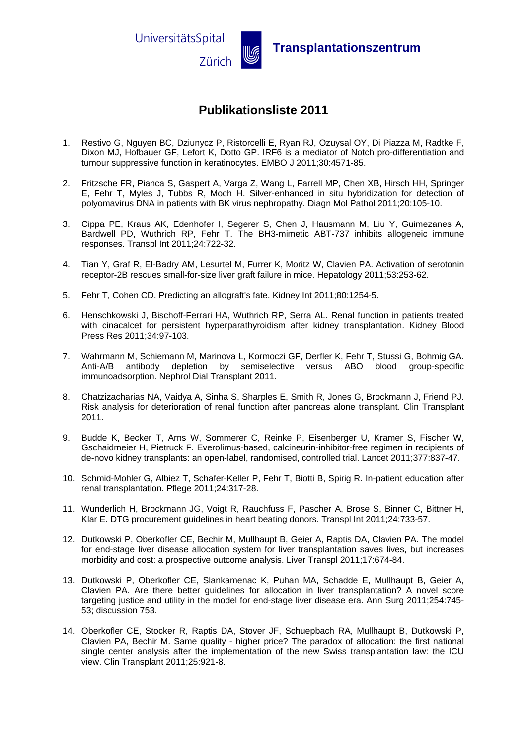UniversitätsSpital Zürich

**Transplantationszentrum**

# Publikationsliste 2011

1. Restivo G, Nguyen BC, Dziunycz P, Ristorcelli E, Ryan RJ, Ozuysal OY, Di Piazza M, Radtke F, Dixon MJ, Hofbauer GF, Lefort K, Dotto GP. IRF6 is a mediator of Notch pro-differentiation and tumour suppressive function in keratinocytes. EMBO J 2011;30:4571-85.

2. Fritzsche FR, Pianca S, Gaspert A, Varga Z, Wang L, Farrell MP, Chen XB, Hirsch HH, Springer E, Fehr T, Myles J, Tubbs R, Moch H. Silver-enhanced in situ hybridization for detection of polyomavirus DNA in patients with BK virus nephropathy. Diagn Mol Pathol 2011;20:105-10.

3. Cippa PE, Kraus AK, Edenhofer I, Segerer S, Chen J, Hausmann M, Liu Y, Guimezanes A, Bardwell PD, Wuthrich RP, Fehr T. The BH3-mimetic ABT-737 inhibits allogeneic immune responses. Transpl Int 2011;24:722-32.

4. Tian Y, Graf R, El-Badry AM, Lesurtel M, Furrer K, Moritz W, Clavien PA. Activation of serotonin receptor-2B rescues small-for-size liver graft failure in mice. Hepatology 2011;53:253-62.

5. Fehr T, Cohen CD. Predicting an allograft's fate. Kidney Int 2011;80:1254-5.

6. Henschkowski J, Bischoff-Ferrari HA, Wuthrich RP, Serra AL. Renal function in patients treated with cinacalcet for persistent hyperparathyroidism after kidney transplantation. Kidney Blood Press Res 2011;34:97-103.

7. Wahrmann M, Schiemann M, Marinova L, Kormoczi GF, Derfler K, Fehr T, Stussi G, Bohmig GA. Anti-A/B antibody depletion by semiselective versus ABO blood group-specific immunoadsorption. Nephrol Dial Transplant 2011.

8. Chatzizacharias NA, Vaidya A, Sinha S, Sharples E, Smith R, Jones G, Brockmann J, Friend PJ. Risk analysis for deterioration of renal function after pancreas alone transplant. Clin Transplant 2011.

9. Budde K, Becker T, Arns W, Sommerer C, Reinke P, Eisenberger U, Kramer S, Fischer W, Gschaidmeier H, Pietruck F. Everolimus-based, calcineurin-inhibitor-free regimen in recipients of de-novo kidney transplants: an open-label, randomised, controlled trial. Lancet 2011;377:837-47.

10. Schmid-Mohler G, Albiez T, Schafer-Keller P, Fehr T, Biotti B, Spirig R. In-patient education after renal transplantation. Pflege 2011;24:317-28.

11. Wunderlich H, Brockmann JG, Voigt R, Rauchfuss F, Pascher A, Brose S, Binner C, Bittner H, Klar E. DTG procurement guidelines in heart beating donors. Transpl Int 2011;24:733-57.

12. Dutkowski P, Oberkofler CE, Bechir M, Mullhaupt B, Geier A, Raptis DA, Clavien PA. The model for end-stage liver disease allocation system for liver transplantation saves lives, but increases morbidity and cost: a prospective outcome analysis. Liver Transpl 2011;17:674-84.

13. Dutkowski P, Oberkofler CE, Slankamenac K, Puhan MA, Schadde E, Mullhaupt B, Geier A, Clavien PA. Are there better guidelines for allocation in liver transplantation? A novel score targeting justice and utility in the model for end-stage liver disease era. Ann Surg 2011;254:745-53; discussion 753.

14. Oberkofler CE, Stocker R, Raptis DA, Stover JF, Schuepbach RA, Mullhaupt B, Dutkowski P, Clavien PA, Bechir M. Same quality - higher price? The paradox of allocation: the first national single center analysis after the implementation of the new Swiss transplantation law: the ICU view. Clin Transplant 2011;25:921-8.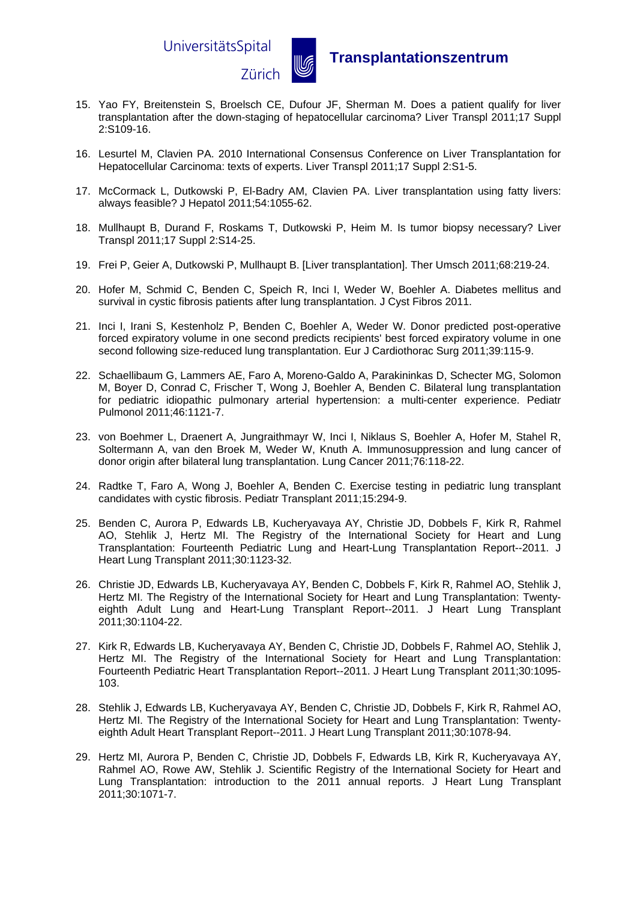15. Yao FY, Breitenstein S, Broelsch CE, Dufour JF, Sherman M. Does a patient qualify for liver transplantation after the down-staging of hepatocellular carcinoma? Liver Transpl 2011;17 Suppl 2:S109-16.

16. Lesurtel M, Clavien PA. 2010 International Consensus Conference on Liver Transplantation for Hepatocellular Carcinoma: texts of experts. Liver Transpl 2011;17 Suppl 2:S1-5.

17. McCormack L, Dutkowski P, El-Badry AM, Clavien PA. Liver transplantation using fatty livers: always feasible? J Hepatol 2011;54:1055-62.

18. Mullhaupt B, Durand F, Roskams T, Dutkowski P, Heim M. Is tumor biopsy necessary? Liver Transpl 2011;17 Suppl 2:S14-25.

19. Frei P, Geier A, Dutkowski P, Mullhaupt B. [Liver transplantation]. Ther Umsch 2011;68:219-24.

20. Hofer M, Schmid C, Benden C, Speich R, Inci I, Weder W, Boehler A. Diabetes mellitus and survival in cystic fibrosis patients after lung transplantation. J Cyst Fibros 2011.

21. Inci I, Irani S, Kestenholz P, Benden C, Boehler A, Weder W. Donor predicted post-operative forced expiratory volume in one second predicts recipients' best forced expiratory volume in one second following size-reduced lung transplantation. Eur J Cardiothorac Surg 2011;39:115-9.

22. Schaellibaum G, Lammers AE, Faro A, Moreno-Galdo A, Parakininkas D, Schecter MG, Solomon M, Boyer D, Conrad C, Frischer T, Wong J, Boehler A, Benden C. Bilateral lung transplantation for pediatric idiopathic pulmonary arterial hypertension: a multi-center experience. Pediatr Pulmonol 2011;46:1121-7.

23. von Boehmer L, Draenert A, Jungraithmayr W, Inci I, Niklaus S, Boehler A, Hofer M, Stahel R, Soltermann A, van den Broek M, Weder W, Knuth A. Immunosuppression and lung cancer of donor origin after bilateral lung transplantation. Lung Cancer 2011;76:118-22.

24. Radtke T, Faro A, Wong J, Boehler A, Benden C. Exercise testing in pediatric lung transplant candidates with cystic fibrosis. Pediatr Transplant 2011;15:294-9.

25. Benden C, Aurora P, Edwards LB, Kucheryavaya AY, Christie JD, Dobbels F, Kirk R, Rahmel AO, Stehlik J, Hertz MI. The Registry of the International Society for Heart and Lung Transplantation: Fourteenth Pediatric Lung and Heart-Lung Transplantation Report--2011. J Heart Lung Transplant 2011;30:1123-32.

26. Christie JD, Edwards LB, Kucheryavaya AY, Benden C, Dobbels F, Kirk R, Rahmel AO, Stehlik J, Hertz MI. The Registry of the International Society for Heart and Lung Transplantation: Twenty-eighth Adult Lung and Heart-Lung Transplant Report--2011. J Heart Lung Transplant 2011;30:1104-22.

27. Kirk R, Edwards LB, Kucheryavaya AY, Benden C, Christie JD, Dobbels F, Rahmel AO, Stehlik J, Hertz MI. The Registry of the International Society for Heart and Lung Transplantation: Fourteenth Pediatric Heart Transplantation Report--2011. J Heart Lung Transplant 2011;30:1095-103.

28. Stehlik J, Edwards LB, Kucheryavaya AY, Benden C, Christie JD, Dobbels F, Kirk R, Rahmel AO, Hertz MI. The Registry of the International Society for Heart and Lung Transplantation: Twenty-eighth Adult Heart Transplant Report--2011. J Heart Lung Transplant 2011;30:1078-94.

29. Hertz MI, Aurora P, Benden C, Christie JD, Dobbels F, Edwards LB, Kirk R, Kucheryavaya AY, Rahmel AO, Rowe AW, Stehlik J. Scientific Registry of the International Society for Heart and Lung Transplantation: introduction to the 2011 annual reports. J Heart Lung Transplant 2011;30:1071-7.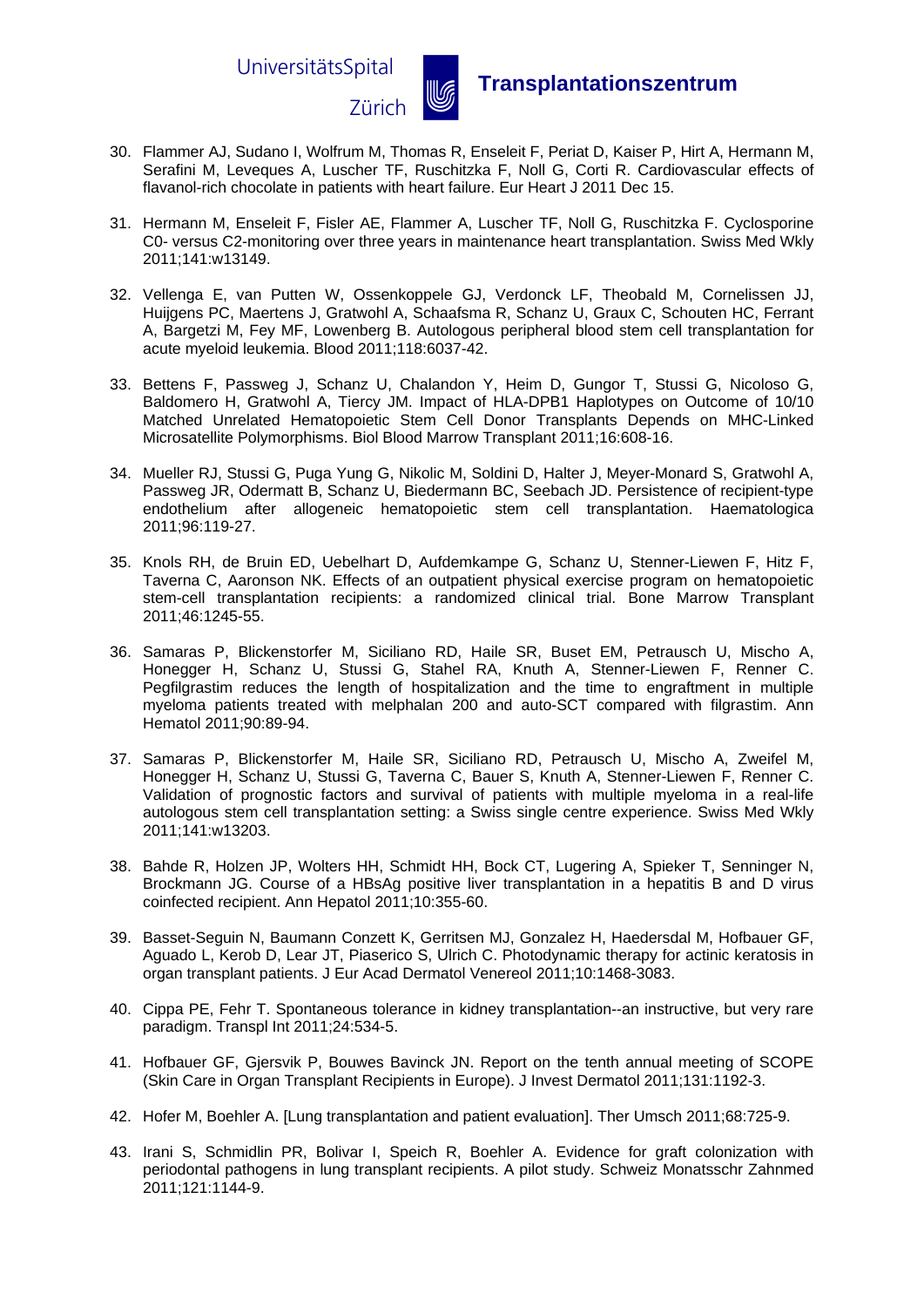30. Flammer AJ, Sudano I, Wolfrum M, Thomas R, Enseleit F, Periat D, Kaiser P, Hirt A, Hermann M, Serafini M, Leveques A, Luscher TF, Ruschitzka F, Noll G, Corti R. Cardiovascular effects of flavanol-rich chocolate in patients with heart failure. Eur Heart J 2011 Dec 15.

31. Hermann M, Enseleit F, Fisler AE, Flammer A, Luscher TF, Noll G, Ruschitzka F. Cyclosporine C0- versus C2-monitoring over three years in maintenance heart transplantation. Swiss Med Wkly 2011;141:w13149.

32. Vellenga E, van Putten W, Ossenkoppele GJ, Verdonck LF, Theobald M, Cornelissen JJ, Huijgens PC, Maertens J, Gratwohl A, Schaafsma R, Schanz U, Graux C, Schouten HC, Ferrant A, Bargetzi M, Fey MF, Lowenberg B. Autologous peripheral blood stem cell transplantation for acute myeloid leukemia. Blood 2011;118:6037-42.

33. Bettens F, Passweg J, Schanz U, Chalandon Y, Heim D, Gungor T, Stussi G, Nicoloso G, Baldomero H, Gratwohl A, Tiercy JM. Impact of HLA-DPB1 Haplotypes on Outcome of 10/10 Matched Unrelated Hematopoietic Stem Cell Donor Transplants Depends on MHC-Linked Microsatellite Polymorphisms. Biol Blood Marrow Transplant 2011;16:608-16.

34. Mueller RJ, Stussi G, Puga Yung G, Nikolic M, Soldini D, Halter J, Meyer-Monard S, Gratwohl A, Passweg JR, Odermatt B, Schanz U, Biedermann BC, Seebach JD. Persistence of recipient-type endothelium after allogeneic hematopoietic stem cell transplantation. Haematologica 2011;96:119-27.

35. Knols RH, de Bruin ED, Uebelhart D, Aufdemkampe G, Schanz U, Stenner-Liewen F, Hitz F, Taverna C, Aaronson NK. Effects of an outpatient physical exercise program on hematopoietic stem-cell transplantation recipients: a randomized clinical trial. Bone Marrow Transplant 2011;46:1245-55.

36. Samaras P, Blickenstorfer M, Siciliano RD, Haile SR, Buset EM, Petrausch U, Mischo A, Honegger H, Schanz U, Stussi G, Stahel RA, Knuth A, Stenner-Liewen F, Renner C. Pegfilgrastim reduces the length of hospitalization and the time to engraftment in multiple myeloma patients treated with melphalan 200 and auto-SCT compared with filgrastim. Ann Hematol 2011;90:89-94.

37. Samaras P, Blickenstorfer M, Haile SR, Siciliano RD, Petrausch U, Mischo A, Zweifel M, Honegger H, Schanz U, Stussi G, Taverna C, Bauer S, Knuth A, Stenner-Liewen F, Renner C. Validation of prognostic factors and survival of patients with multiple myeloma in a real-life autologous stem cell transplantation setting: a Swiss single centre experience. Swiss Med Wkly 2011;141:w13203.

38. Bahde R, Holzen JP, Wolters HH, Schmidt HH, Bock CT, Lugering A, Spieker T, Senninger N, Brockmann JG. Course of a HBsAg positive liver transplantation in a hepatitis B and D virus coinfected recipient. Ann Hepatol 2011;10:355-60.

39. Basset-Seguin N, Baumann Conzett K, Gerritsen MJ, Gonzalez H, Haedersdal M, Hofbauer GF, Aguado L, Kerob D, Lear JT, Piaserico S, Ulrich C. Photodynamic therapy for actinic keratosis in organ transplant patients. J Eur Acad Dermatol Venereol 2011;10:1468-3083.

40. Cippa PE, Fehr T. Spontaneous tolerance in kidney transplantation--an instructive, but very rare paradigm. Transpl Int 2011;24:534-5.

41. Hofbauer GF, Gjersvik P, Bouwes Bavinck JN. Report on the tenth annual meeting of SCOPE (Skin Care in Organ Transplant Recipients in Europe). J Invest Dermatol 2011;131:1192-3.

42. Hofer M, Boehler A. [Lung transplantation and patient evaluation]. Ther Umsch 2011;68:725-9.

43. Irani S, Schmidlin PR, Bolivar I, Speich R, Boehler A. Evidence for graft colonization with periodontal pathogens in lung transplant recipients. A pilot study. Schweiz Monatsschr Zahnmed 2011;121:1144-9.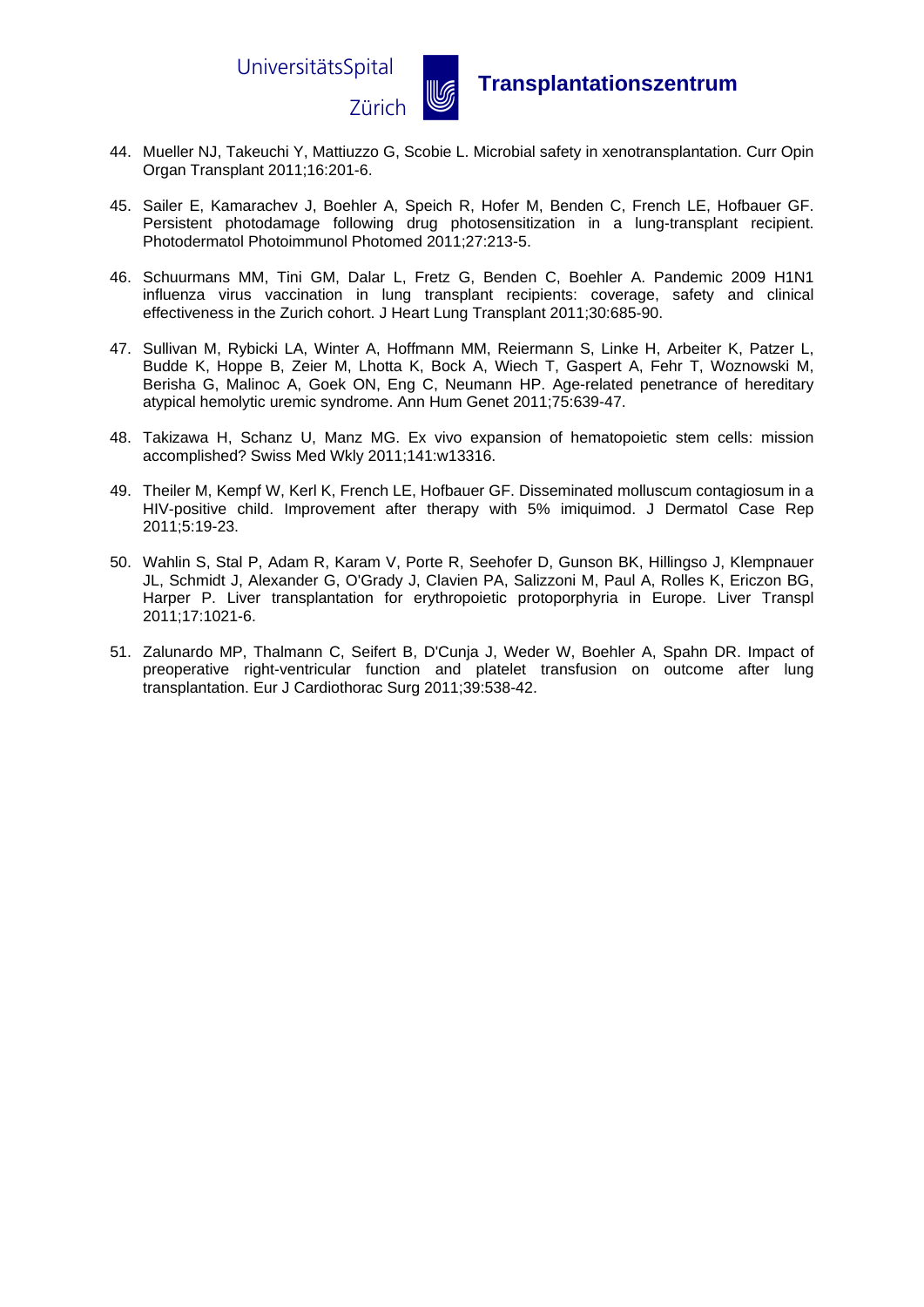44. Mueller NJ, Takeuchi Y, Mattiuzzo G, Scobie L. Microbial safety in xenotransplantation. Curr Opin Organ Transplant 2011;16:201-6.

45. Sailer E, Kamarachev J, Boehler A, Speich R, Hofer M, Benden C, French LE, Hofbauer GF. Persistent photodamage following drug photosensitization in a lung-transplant recipient. Photodermatol Photoimmunol Photomed 2011;27:213-5.

46. Schuurmans MM, Tini GM, Dalar L, Fretz G, Benden C, Boehler A. Pandemic 2009 H1N1 influenza virus vaccination in lung transplant recipients: coverage, safety and clinical effectiveness in the Zurich cohort. J Heart Lung Transplant 2011;30:685-90.

47. Sullivan M, Rybicki LA, Winter A, Hoffmann MM, Reiermann S, Linke H, Arbeiter K, Patzer L, Budde K, Hoppe B, Zeier M, Lhotta K, Bock A, Wiech T, Gaspert A, Fehr T, Woznowski M, Berisha G, Malinoc A, Goek ON, Eng C, Neumann HP. Age-related penetrance of hereditary atypical hemolytic uremic syndrome. Ann Hum Genet 2011;75:639-47.

48. Takizawa H, Schanz U, Manz MG. Ex vivo expansion of hematopoietic stem cells: mission accomplished? Swiss Med Wkly 2011;141:w13316.

49. Theiler M, Kempf W, Kerl K, French LE, Hofbauer GF. Disseminated molluscum contagiosum in a HIV-positive child. Improvement after therapy with 5% imiquimod. J Dermatol Case Rep 2011;5:19-23.

50. Wahlin S, Stal P, Adam R, Karam V, Porte R, Seehofer D, Gunson BK, Hillingso J, Klempnauer JL, Schmidt J, Alexander G, O'Grady J, Clavien PA, Salizzoni M, Paul A, Rolles K, Ericzon BG, Harper P. Liver transplantation for erythropoietic protoporphyria in Europe. Liver Transpl 2011;17:1021-6.

51. Zalunardo MP, Thalmann C, Seifert B, D'Cunja J, Weder W, Boehler A, Spahn DR. Impact of preoperative right-ventricular function and platelet transfusion on outcome after lung transplantation. Eur J Cardiothorac Surg 2011;39:538-42.